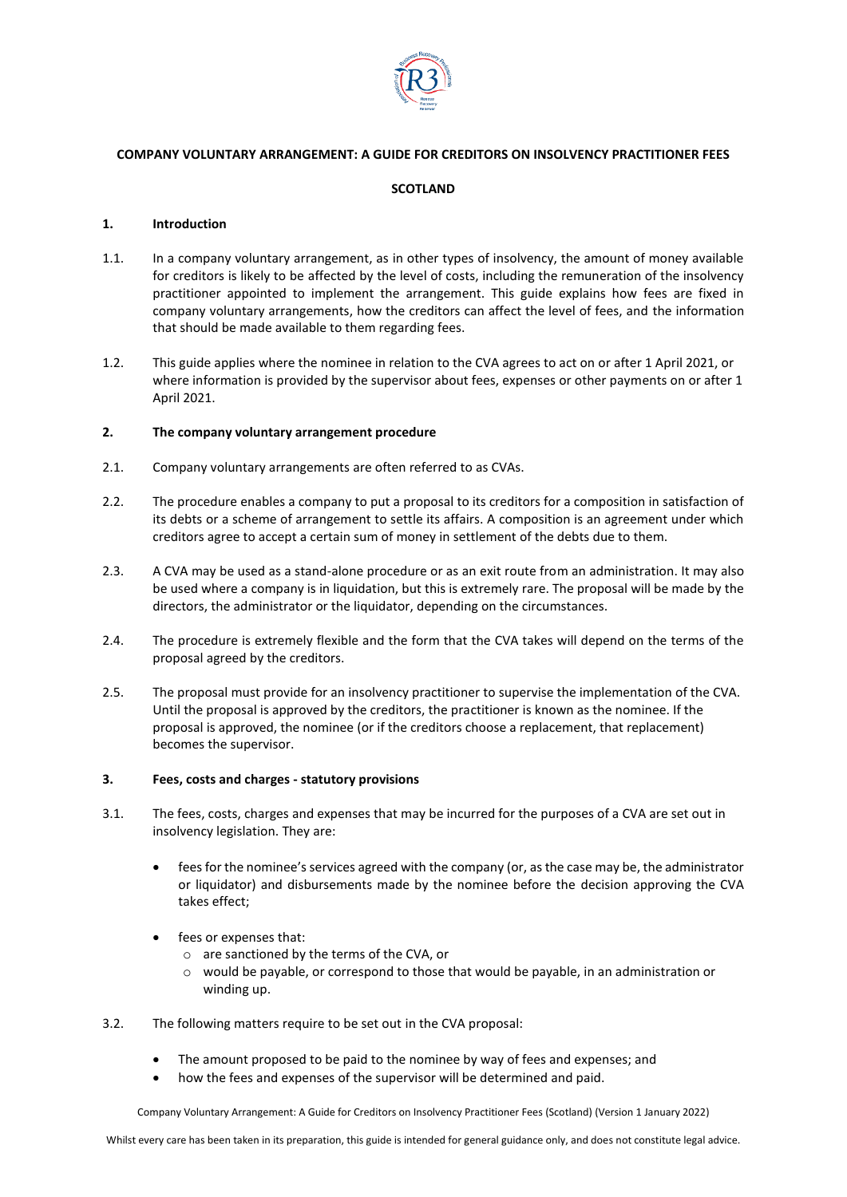# COMPANY VOLUNTARY ARRANGEMENT: A GUIDE FOR CREDITORS ON INSOLVENCY PRACTITIONER FEES

## SCOTLAND

### 1. Introduction

1.1. In a company voluntary arrangement, as in other types of insolvency, the amount of money available for creditors is likely to be affected by the level of costs, including the remuneration of the insolvency practitioner appointed to implement the arrangement. This guide explains how fees are fixed in company voluntary arrangements, how the creditors can affect the level of fees, and the information that should be made available to them regarding fees.

1.2. This guide applies where the nominee in relation to the CVA agrees to act on or after 1 April 2021, or where information is provided by the supervisor about fees, expenses or other payments on or after 1 April 2021.

### 2. The company voluntary arrangement procedure

2.1. Company voluntary arrangements are often referred to as CVAs.

2.2. The procedure enables a company to put a proposal to its creditors for a composition in satisfaction of its debts or a scheme of arrangement to settle its affairs. A composition is an agreement under which creditors agree to accept a certain sum of money in settlement of the debts due to them.

2.3. A CVA may be used as a stand-alone procedure or as an exit route from an administration. It may also be used where a company is in liquidation, but this is extremely rare. The proposal will be made by the directors, the administrator or the liquidator, depending on the circumstances.

2.4. The procedure is extremely flexible and the form that the CVA takes will depend on the terms of the proposal agreed by the creditors.

2.5. The proposal must provide for an insolvency practitioner to supervise the implementation of the CVA. Until the proposal is approved by the creditors, the practitioner is known as the nominee. If the proposal is approved, the nominee (or if the creditors choose a replacement, that replacement) becomes the supervisor.

### 3. Fees, costs and charges - statutory provisions

3.1. The fees, costs, charges and expenses that may be incurred for the purposes of a CVA are set out in insolvency legislation. They are:

- fees for the nominee's services agreed with the company (or, as the case may be, the administrator or liquidator) and disbursements made by the nominee before the decision approving the CVA takes effect;
- fees or expenses that:
  - are sanctioned by the terms of the CVA, or
  - would be payable, or correspond to those that would be payable, in an administration or winding up.

3.2. The following matters require to be set out in the CVA proposal:

- The amount proposed to be paid to the nominee by way of fees and expenses; and
- how the fees and expenses of the supervisor will be determined and paid.

Company Voluntary Arrangement: A Guide for Creditors on Insolvency Practitioner Fees (Scotland) (Version 1 January 2022)

Whilst every care has been taken in its preparation, this guide is intended for general guidance only, and does not constitute legal advice.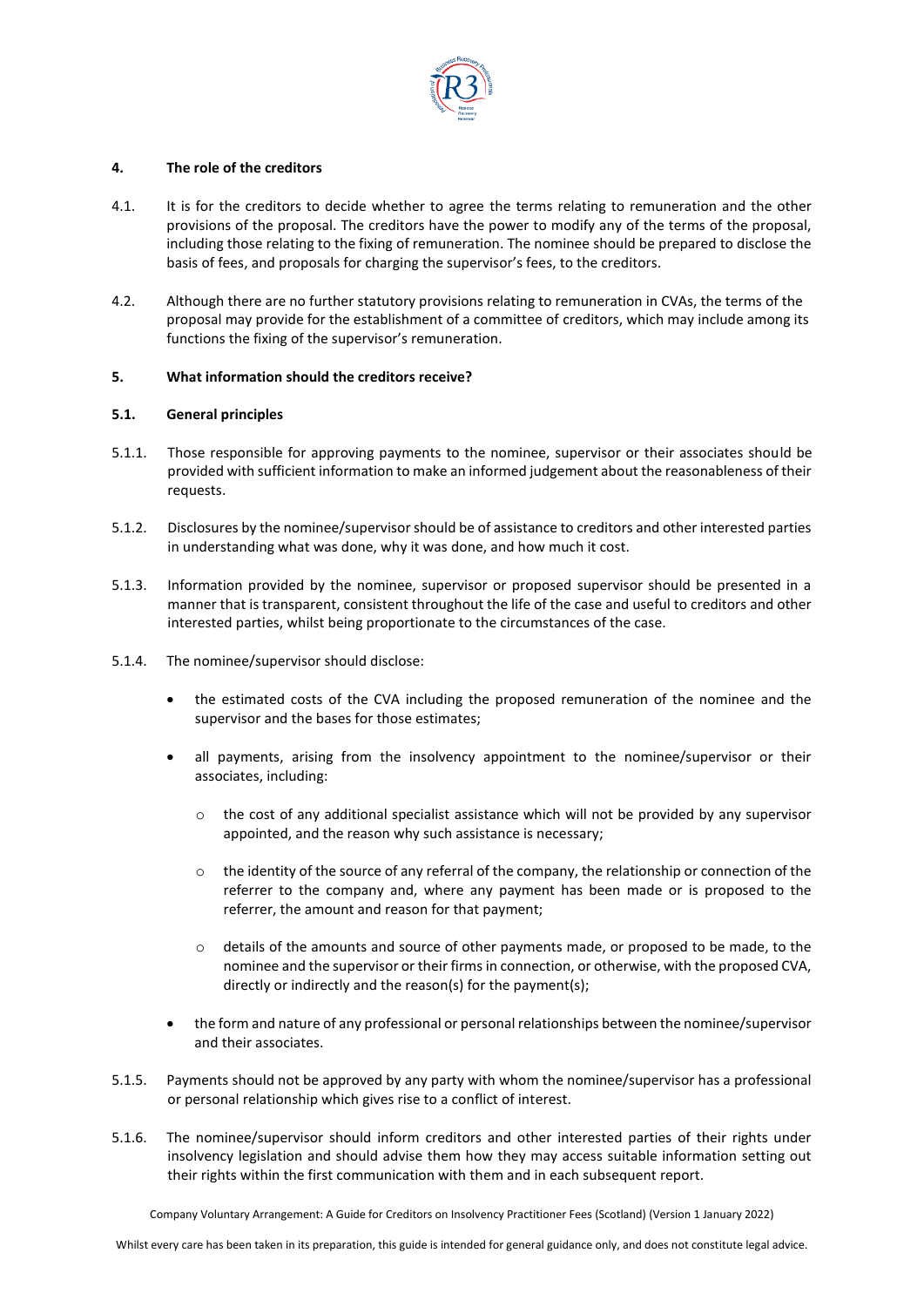## 4. The role of the creditors

4.1. It is for the creditors to decide whether to agree the terms relating to remuneration and the other provisions of the proposal. The creditors have the power to modify any of the terms of the proposal, including those relating to the fixing of remuneration. The nominee should be prepared to disclose the basis of fees, and proposals for charging the supervisor's fees, to the creditors.

4.2. Although there are no further statutory provisions relating to remuneration in CVAs, the terms of the proposal may provide for the establishment of a committee of creditors, which may include among its functions the fixing of the supervisor's remuneration.

## 5. What information should the creditors receive?

### 5.1. General principles

5.1.1. Those responsible for approving payments to the nominee, supervisor or their associates should be provided with sufficient information to make an informed judgement about the reasonableness of their requests.

5.1.2. Disclosures by the nominee/supervisor should be of assistance to creditors and other interested parties in understanding what was done, why it was done, and how much it cost.

5.1.3. Information provided by the nominee, supervisor or proposed supervisor should be presented in a manner that is transparent, consistent throughout the life of the case and useful to creditors and other interested parties, whilst being proportionate to the circumstances of the case.

5.1.4. The nominee/supervisor should disclose:

- the estimated costs of the CVA including the proposed remuneration of the nominee and the supervisor and the bases for those estimates;
- all payments, arising from the insolvency appointment to the nominee/supervisor or their associates, including:
  - the cost of any additional specialist assistance which will not be provided by any supervisor appointed, and the reason why such assistance is necessary;
  - the identity of the source of any referral of the company, the relationship or connection of the referrer to the company and, where any payment has been made or is proposed to the referrer, the amount and reason for that payment;
  - details of the amounts and source of other payments made, or proposed to be made, to the nominee and the supervisor or their firms in connection, or otherwise, with the proposed CVA, directly or indirectly and the reason(s) for the payment(s);
- the form and nature of any professional or personal relationships between the nominee/supervisor and their associates.

5.1.5. Payments should not be approved by any party with whom the nominee/supervisor has a professional or personal relationship which gives rise to a conflict of interest.

5.1.6. The nominee/supervisor should inform creditors and other interested parties of their rights under insolvency legislation and should advise them how they may access suitable information setting out their rights within the first communication with them and in each subsequent report.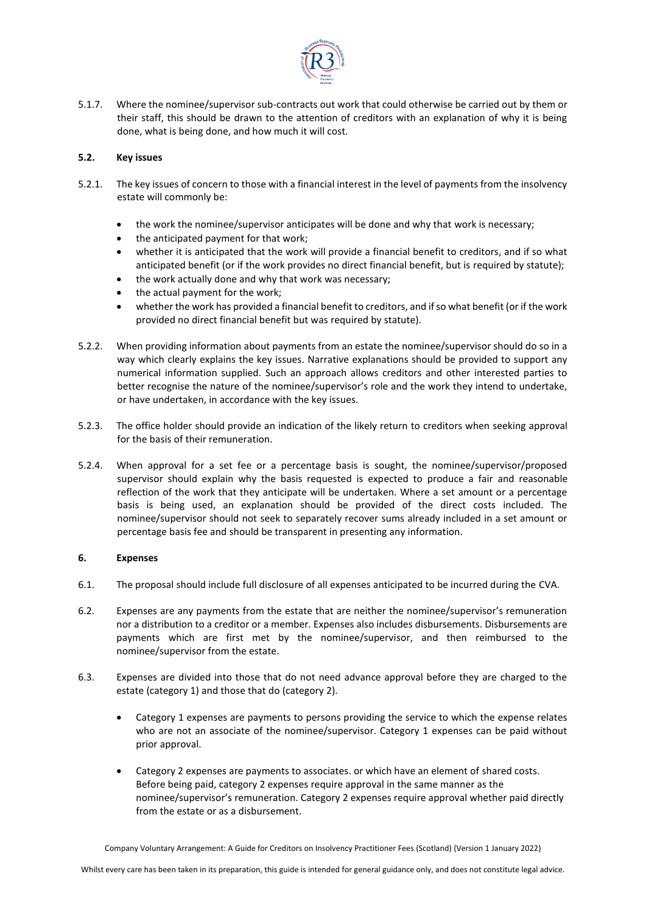5.1.7. Where the nominee/supervisor sub-contracts out work that could otherwise be carried out by them or their staff, this should be drawn to the attention of creditors with an explanation of why it is being done, what is being done, and how much it will cost.

### 5.2. Key issues

5.2.1. The key issues of concern to those with a financial interest in the level of payments from the insolvency estate will commonly be:

- the work the nominee/supervisor anticipates will be done and why that work is necessary;
- the anticipated payment for that work;
- whether it is anticipated that the work will provide a financial benefit to creditors, and if so what anticipated benefit (or if the work provides no direct financial benefit, but is required by statute);
- the work actually done and why that work was necessary;
- the actual payment for the work;
- whether the work has provided a financial benefit to creditors, and if so what benefit (or if the work provided no direct financial benefit but was required by statute).

5.2.2. When providing information about payments from an estate the nominee/supervisor should do so in a way which clearly explains the key issues. Narrative explanations should be provided to support any numerical information supplied. Such an approach allows creditors and other interested parties to better recognise the nature of the nominee/supervisor's role and the work they intend to undertake, or have undertaken, in accordance with the key issues.

5.2.3. The office holder should provide an indication of the likely return to creditors when seeking approval for the basis of their remuneration.

5.2.4. When approval for a set fee or a percentage basis is sought, the nominee/supervisor/proposed supervisor should explain why the basis requested is expected to produce a fair and reasonable reflection of the work that they anticipate will be undertaken. Where a set amount or a percentage basis is being used, an explanation should be provided of the direct costs included. The nominee/supervisor should not seek to separately recover sums already included in a set amount or percentage basis fee and should be transparent in presenting any information.

## 6. Expenses

6.1. The proposal should include full disclosure of all expenses anticipated to be incurred during the CVA.

6.2. Expenses are any payments from the estate that are neither the nominee/supervisor's remuneration nor a distribution to a creditor or a member. Expenses also includes disbursements. Disbursements are payments which are first met by the nominee/supervisor, and then reimbursed to the nominee/supervisor from the estate.

6.3. Expenses are divided into those that do not need advance approval before they are charged to the estate (category 1) and those that do (category 2).

- Category 1 expenses are payments to persons providing the service to which the expense relates who are not an associate of the nominee/supervisor. Category 1 expenses can be paid without prior approval.
- Category 2 expenses are payments to associates. or which have an element of shared costs. Before being paid, category 2 expenses require approval in the same manner as the nominee/supervisor's remuneration. Category 2 expenses require approval whether paid directly from the estate or as a disbursement.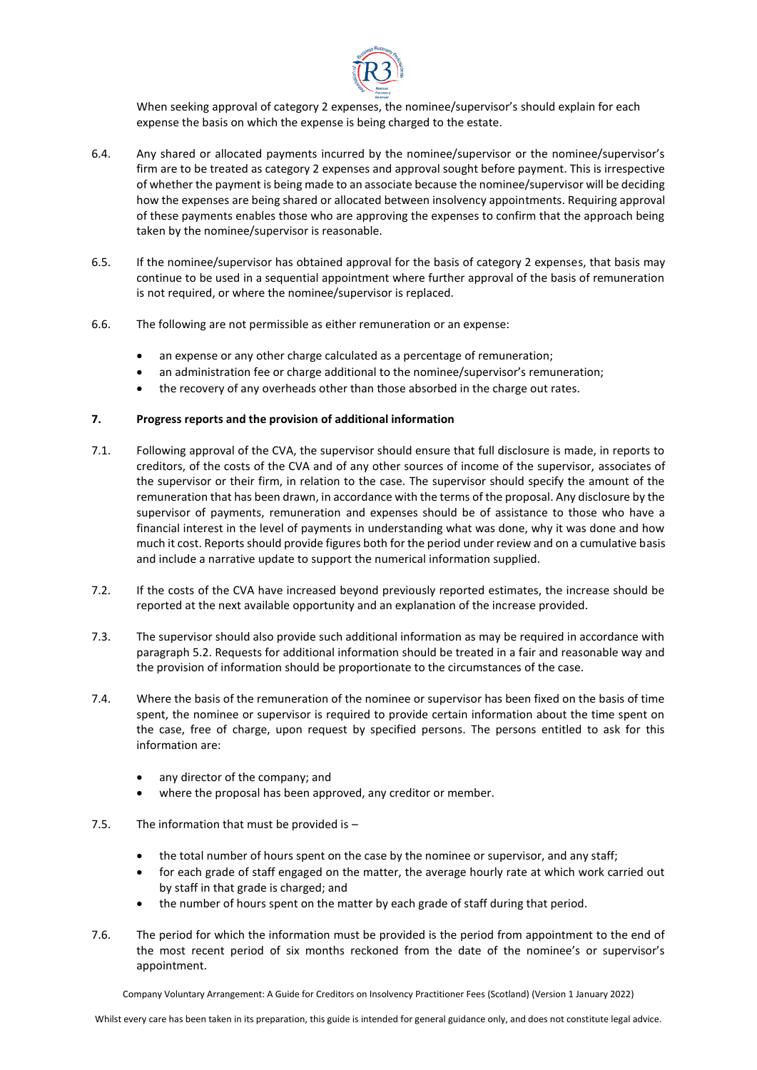When seeking approval of category 2 expenses, the nominee/supervisor's should explain for each expense the basis on which the expense is being charged to the estate.

6.4. Any shared or allocated payments incurred by the nominee/supervisor or the nominee/supervisor's firm are to be treated as category 2 expenses and approval sought before payment. This is irrespective of whether the payment is being made to an associate because the nominee/supervisor will be deciding how the expenses are being shared or allocated between insolvency appointments. Requiring approval of these payments enables those who are approving the expenses to confirm that the approach being taken by the nominee/supervisor is reasonable.

6.5. If the nominee/supervisor has obtained approval for the basis of category 2 expenses, that basis may continue to be used in a sequential appointment where further approval of the basis of remuneration is not required, or where the nominee/supervisor is replaced.

6.6. The following are not permissible as either remuneration or an expense:

- an expense or any other charge calculated as a percentage of remuneration;
- an administration fee or charge additional to the nominee/supervisor's remuneration;
- the recovery of any overheads other than those absorbed in the charge out rates.

## 7. Progress reports and the provision of additional information

7.1. Following approval of the CVA, the supervisor should ensure that full disclosure is made, in reports to creditors, of the costs of the CVA and of any other sources of income of the supervisor, associates of the supervisor or their firm, in relation to the case. The supervisor should specify the amount of the remuneration that has been drawn, in accordance with the terms of the proposal. Any disclosure by the supervisor of payments, remuneration and expenses should be of assistance to those who have a financial interest in the level of payments in understanding what was done, why it was done and how much it cost. Reports should provide figures both for the period under review and on a cumulative basis and include a narrative update to support the numerical information supplied.

7.2. If the costs of the CVA have increased beyond previously reported estimates, the increase should be reported at the next available opportunity and an explanation of the increase provided.

7.3. The supervisor should also provide such additional information as may be required in accordance with paragraph 5.2. Requests for additional information should be treated in a fair and reasonable way and the provision of information should be proportionate to the circumstances of the case.

7.4. Where the basis of the remuneration of the nominee or supervisor has been fixed on the basis of time spent, the nominee or supervisor is required to provide certain information about the time spent on the case, free of charge, upon request by specified persons. The persons entitled to ask for this information are:

- any director of the company; and
- where the proposal has been approved, any creditor or member.

7.5. The information that must be provided is –

- the total number of hours spent on the case by the nominee or supervisor, and any staff;
- for each grade of staff engaged on the matter, the average hourly rate at which work carried out by staff in that grade is charged; and
- the number of hours spent on the matter by each grade of staff during that period.

7.6. The period for which the information must be provided is the period from appointment to the end of the most recent period of six months reckoned from the date of the nominee's or supervisor's appointment.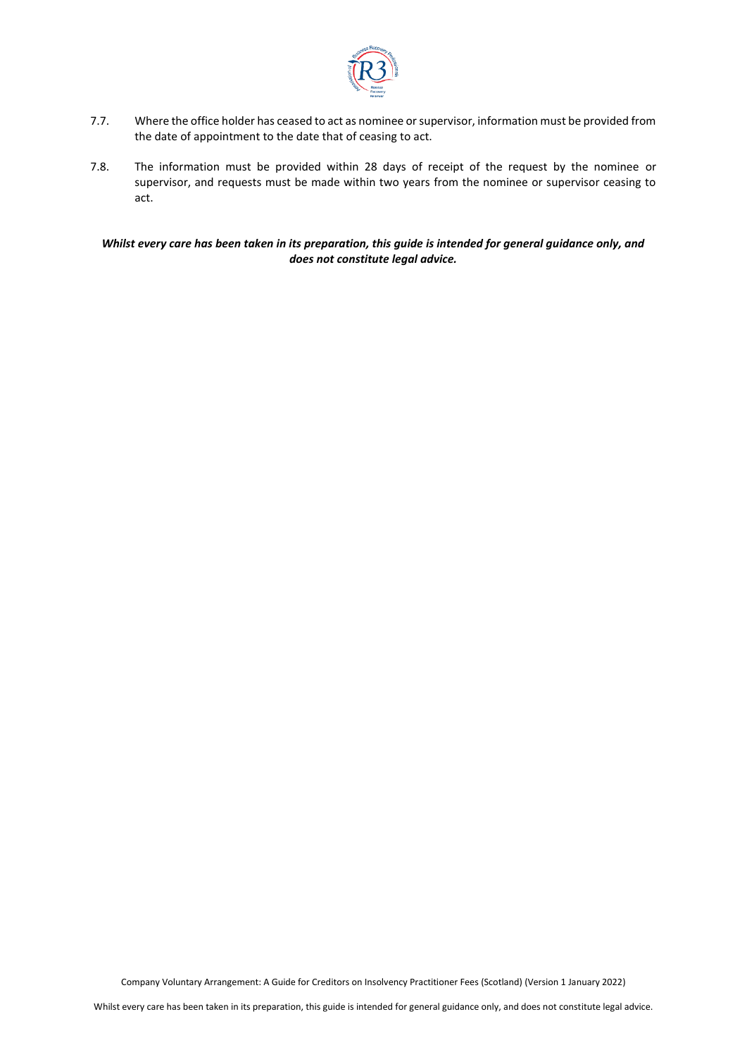7.7. Where the office holder has ceased to act as nominee or supervisor, information must be provided from the date of appointment to the date that of ceasing to act.

7.8. The information must be provided within 28 days of receipt of the request by the nominee or supervisor, and requests must be made within two years from the nominee or supervisor ceasing to act.

***Whilst every care has been taken in its preparation, this guide is intended for general guidance only, and does not constitute legal advice.***